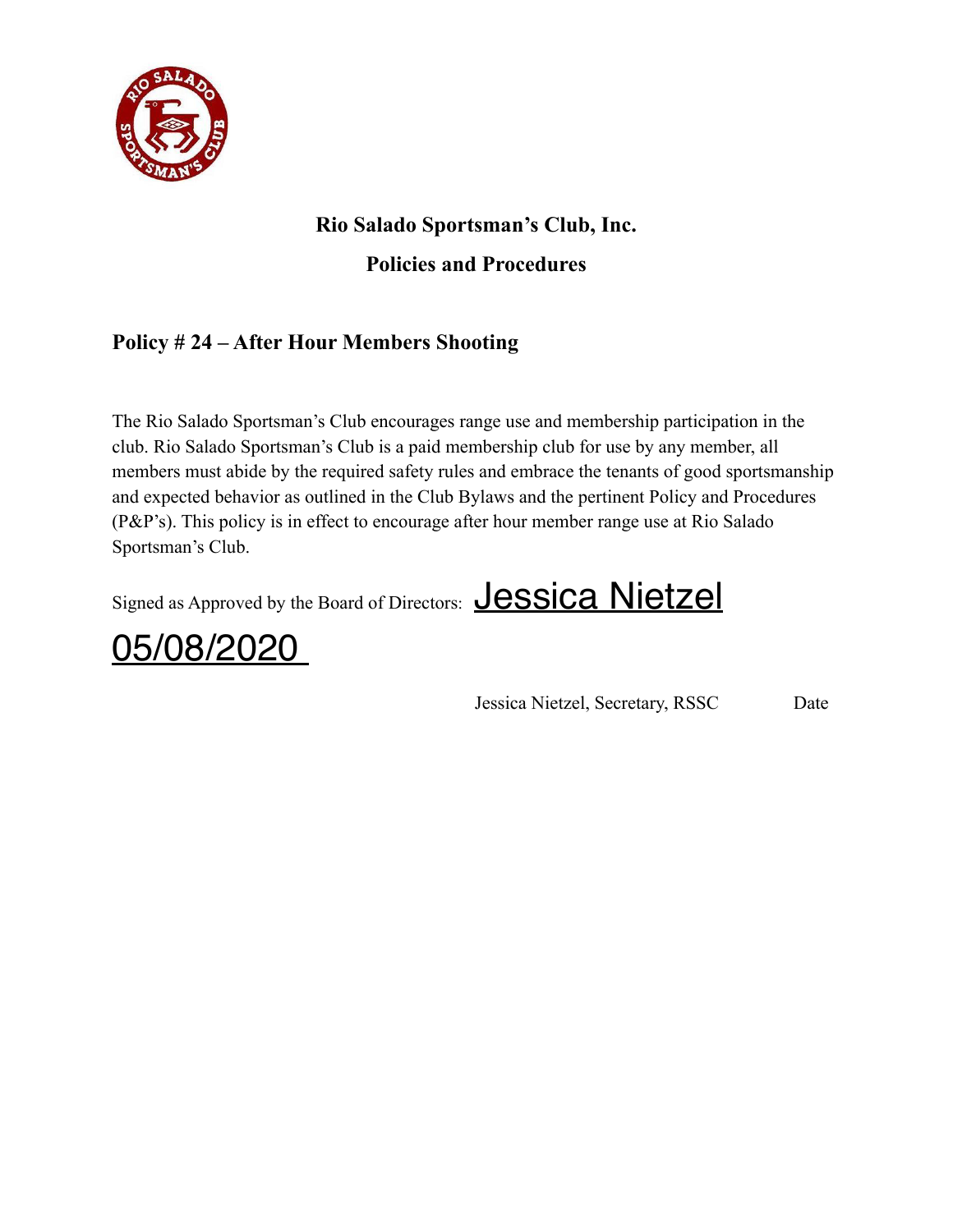**Rio Salado Sportsman's Club, Inc.**

**Policies and Procedures**

## Policy # 24 – After Hour Members Shooting

The Rio Salado Sportsman's Club encourages range use and membership participation in the club. Rio Salado Sportsman's Club is a paid membership club for use by any member, all members must abide by the required safety rules and embrace the tenants of good sportsmanship and expected behavior as outlined in the Club Bylaws and the pertinent Policy and Procedures (P&P's). This policy is in effect to encourage after hour member range use at Rio Salado Sportsman's Club.

Signed as Approved by the Board of Directors: Jessica Nietzel 05/08/2020

Jessica Nietzel, Secretary, RSSC Date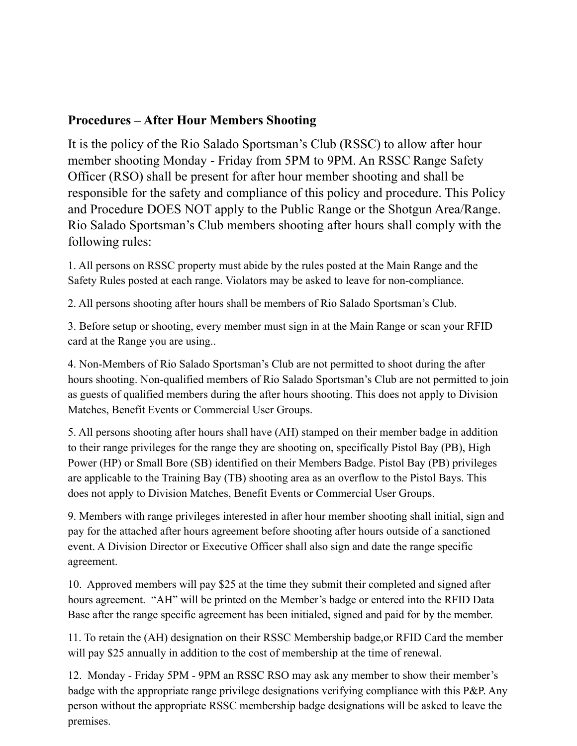**Procedures – After Hour Members Shooting**

It is the policy of the Rio Salado Sportsman's Club (RSSC) to allow after hour member shooting Monday - Friday from 5PM to 9PM. An RSSC Range Safety Officer (RSO) shall be present for after hour member shooting and shall be responsible for the safety and compliance of this policy and procedure. This Policy and Procedure DOES NOT apply to the Public Range or the Shotgun Area/Range. Rio Salado Sportsman's Club members shooting after hours shall comply with the following rules:

1. All persons on RSSC property must abide by the rules posted at the Main Range and the Safety Rules posted at each range. Violators may be asked to leave for non-compliance.

2. All persons shooting after hours shall be members of Rio Salado Sportsman's Club.

3. Before setup or shooting, every member must sign in at the Main Range or scan your RFID card at the Range you are using..

4. Non-Members of Rio Salado Sportsman's Club are not permitted to shoot during the after hours shooting. Non-qualified members of Rio Salado Sportsman's Club are not permitted to join as guests of qualified members during the after hours shooting. This does not apply to Division Matches, Benefit Events or Commercial User Groups.

5. All persons shooting after hours shall have (AH) stamped on their member badge in addition to their range privileges for the range they are shooting on, specifically Pistol Bay (PB), High Power (HP) or Small Bore (SB) identified on their Members Badge. Pistol Bay (PB) privileges are applicable to the Training Bay (TB) shooting area as an overflow to the Pistol Bays. This does not apply to Division Matches, Benefit Events or Commercial User Groups.

9. Members with range privileges interested in after hour member shooting shall initial, sign and pay for the attached after hours agreement before shooting after hours outside of a sanctioned event. A Division Director or Executive Officer shall also sign and date the range specific agreement.

10. Approved members will pay $25 at the time they submit their completed and signed after hours agreement. "AH" will be printed on the Member's badge or entered into the RFID Data Base after the range specific agreement has been initialed, signed and paid for by the member.

11. To retain the (AH) designation on their RSSC Membership badge,or RFID Card the member will pay $25 annually in addition to the cost of membership at the time of renewal.

12. Monday - Friday 5PM - 9PM an RSSC RSO may ask any member to show their member's badge with the appropriate range privilege designations verifying compliance with this P&P. Any person without the appropriate RSSC membership badge designations will be asked to leave the premises.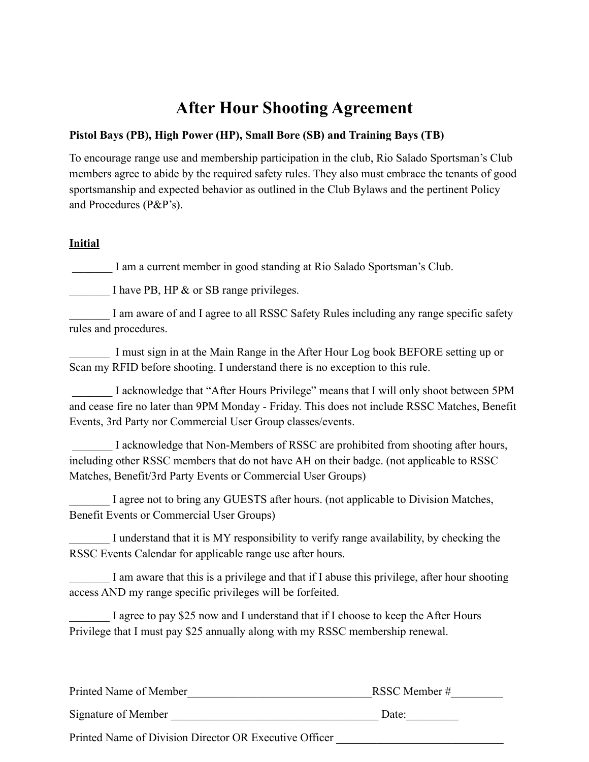# After Hour Shooting Agreement

**Pistol Bays (PB), High Power (HP), Small Bore (SB) and Training Bays (TB)**

To encourage range use and membership participation in the club, Rio Salado Sportsman's Club members agree to abide by the required safety rules. They also must embrace the tenants of good sportsmanship and expected behavior as outlined in the Club Bylaws and the pertinent Policy and Procedures (P&P's).

**Initial**

_______ I am a current member in good standing at Rio Salado Sportsman's Club.

_______ I have PB, HP & or SB range privileges.

_______ I am aware of and I agree to all RSSC Safety Rules including any range specific safety rules and procedures.

_______ I must sign in at the Main Range in the After Hour Log book BEFORE setting up or Scan my RFID before shooting. I understand there is no exception to this rule.

_______ I acknowledge that "After Hours Privilege" means that I will only shoot between 5PM and cease fire no later than 9PM Monday - Friday. This does not include RSSC Matches, Benefit Events, 3rd Party nor Commercial User Group classes/events.

_______ I acknowledge that Non-Members of RSSC are prohibited from shooting after hours, including other RSSC members that do not have AH on their badge. (not applicable to RSSC Matches, Benefit/3rd Party Events or Commercial User Groups)

_______ I agree not to bring any GUESTS after hours. (not applicable to Division Matches, Benefit Events or Commercial User Groups)

_______ I understand that it is MY responsibility to verify range availability, by checking the RSSC Events Calendar for applicable range use after hours.

_______ I am aware that this is a privilege and that if I abuse this privilege, after hour shooting access AND my range specific privileges will be forfeited.

_______ I agree to pay $25 now and I understand that if I choose to keep the After Hours Privilege that I must pay $25 annually along with my RSSC membership renewal.

Printed Name of Member_________________________________RSSC Member #_________

Signature of Member _____________________________________ Date:_________

Printed Name of Division Director OR Executive Officer ______________________________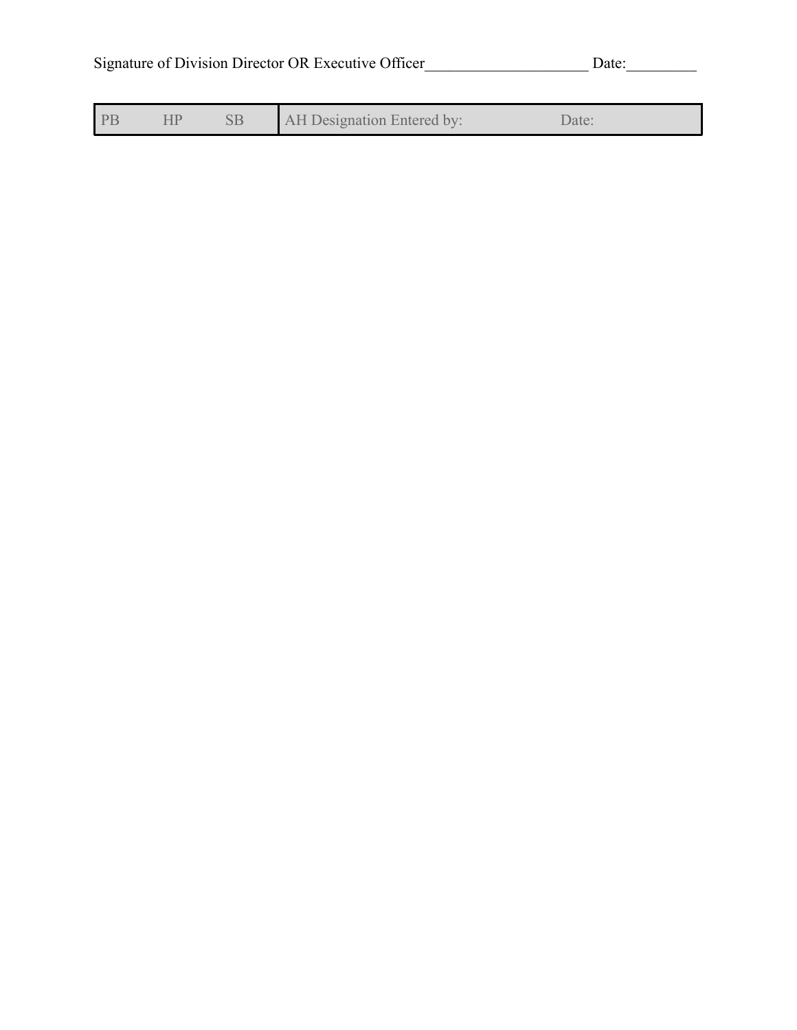Signature of Division Director OR Executive Officer_____________________ Date:_________

| | | | | |
|---|---|---|---|---|
| PB | HP | SB | AH Designation Entered by: | Date: |